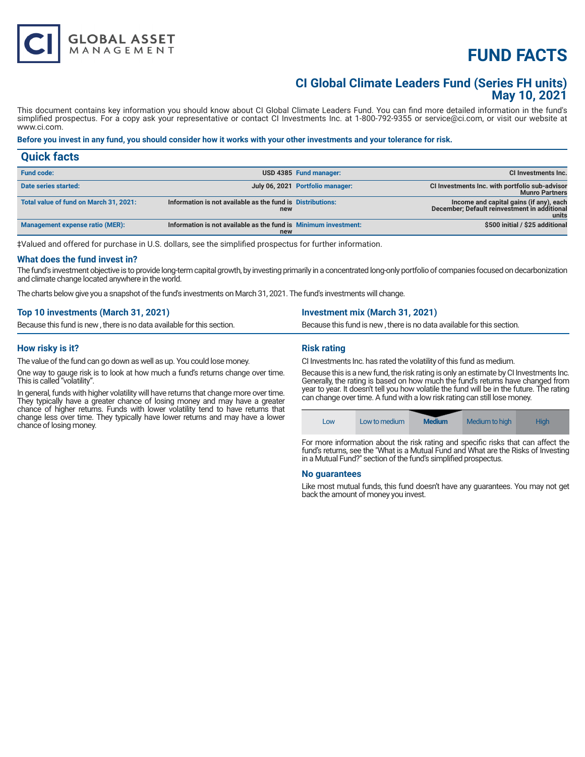CI GLOBAL ASSET MANAGEMENT

# FUND FACTS

## CI Global Climate Leaders Fund (Series FH units)
## May 10, 2021

This document contains key information you should know about CI Global Climate Leaders Fund. You can find more detailed information in the fund's simplified prospectus. For a copy ask your representative or contact CI Investments Inc. at 1-800-792-9355 or service@ci.com, or visit our website at www.ci.com.

**Before you invest in any fund, you should consider how it works with your other investments and your tolerance for risk.**

## Quick facts

| | | | |
|---|---|---|---|
| **Fund code:** | **USD 4385** | **Fund manager:** | **CI Investments Inc.** |
| **Date series started:** | **July 06, 2021** | **Portfolio manager:** | **CI Investments Inc. with portfolio sub-advisor Munro Partners** |
| **Total value of fund on March 31, 2021:** | **Information is not available as the fund is new** | **Distributions:** | **Income and capital gains (if any), each December; Default reinvestment in additional units** |
| **Management expense ratio (MER):** | **Information is not available as the fund is new** | **Minimum investment:** | **$500 initial / $25 additional** |

‡Valued and offered for purchase in U.S. dollars, see the simplified prospectus for further information.

### What does the fund invest in?

The fund's investment objective is to provide long-term capital growth, by investing primarily in a concentrated long-only portfolio of companies focused on decarbonization and climate change located anywhere in the world.

The charts below give you a snapshot of the fund's investments on March 31, 2021. The fund's investments will change.

### Top 10 investments (March 31, 2021)

Because this fund is new , there is no data available for this section.

### Investment mix (March 31, 2021)

Because this fund is new , there is no data available for this section.

### How risky is it?

The value of the fund can go down as well as up. You could lose money.

One way to gauge risk is to look at how much a fund's returns change over time. This is called "volatility".

In general, funds with higher volatility will have returns that change more over time. They typically have a greater chance of losing money and may have a greater chance of higher returns. Funds with lower volatility tend to have returns that change less over time. They typically have lower returns and may have a lower chance of losing money.

### Risk rating

CI Investments Inc. has rated the volatility of this fund as medium.

Because this is a new fund, the risk rating is only an estimate by CI Investments Inc. Generally, the rating is based on how much the fund's returns have changed from year to year. It doesn't tell you how volatile the fund will be in the future. The rating can change over time. A fund with a low risk rating can still lose money.

| Low | Low to medium | **Medium** | Medium to high | High |
|---|---|---|---|---|

For more information about the risk rating and specific risks that can affect the fund's returns, see the "What is a Mutual Fund and What are the Risks of Investing in a Mutual Fund?" section of the fund's simplified prospectus.

### No guarantees

Like most mutual funds, this fund doesn't have any guarantees. You may not get back the amount of money you invest.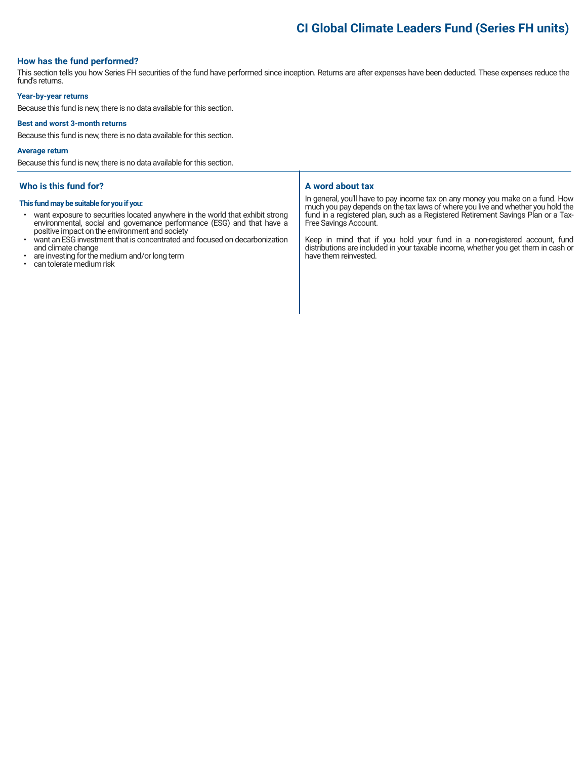# CI Global Climate Leaders Fund (Series FH units)

## How has the fund performed?

This section tells you how Series FH securities of the fund have performed since inception. Returns are after expenses have been deducted. These expenses reduce the fund's returns.

### Year-by-year returns

Because this fund is new, there is no data available for this section.

### Best and worst 3-month returns

Because this fund is new, there is no data available for this section.

### Average return

Because this fund is new, there is no data available for this section.

## Who is this fund for?

**This fund may be suitable for you if you:**

- want exposure to securities located anywhere in the world that exhibit strong environmental, social and governance performance (ESG) and that have a positive impact on the environment and society
- want an ESG investment that is concentrated and focused on decarbonization and climate change
- are investing for the medium and/or long term
- can tolerate medium risk

## A word about tax

In general, you'll have to pay income tax on any money you make on a fund. How much you pay depends on the tax laws of where you live and whether you hold the fund in a registered plan, such as a Registered Retirement Savings Plan or a Tax-Free Savings Account.

Keep in mind that if you hold your fund in a non-registered account, fund distributions are included in your taxable income, whether you get them in cash or have them reinvested.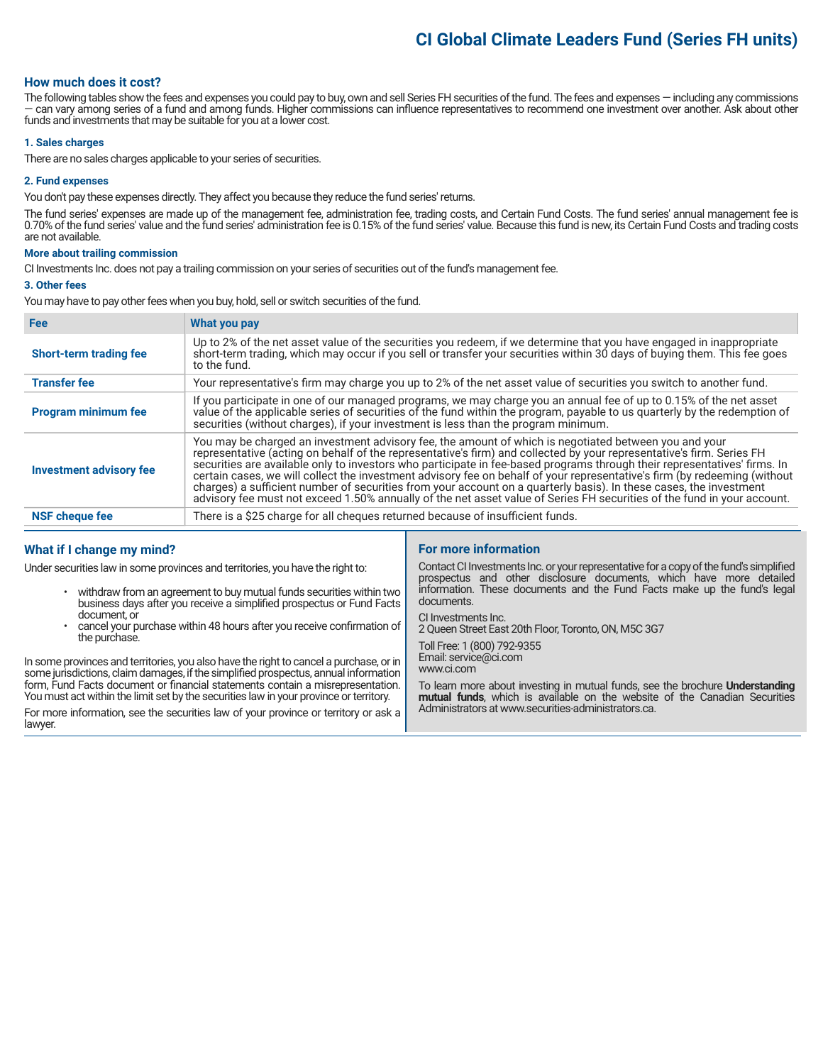# CI Global Climate Leaders Fund (Series FH units)

## How much does it cost?

The following tables show the fees and expenses you could pay to buy, own and sell Series FH securities of the fund. The fees and expenses — including any commissions — can vary among series of a fund and among funds. Higher commissions can influence representatives to recommend one investment over another. Ask about other funds and investments that may be suitable for you at a lower cost.

### 1. Sales charges

There are no sales charges applicable to your series of securities.

### 2. Fund expenses

You don't pay these expenses directly. They affect you because they reduce the fund series' returns.

The fund series' expenses are made up of the management fee, administration fee, trading costs, and Certain Fund Costs. The fund series' annual management fee is 0.70% of the fund series' value and the fund series' administration fee is 0.15% of the fund series' value. Because this fund is new, its Certain Fund Costs and trading costs are not available.

#### More about trailing commission

CI Investments Inc. does not pay a trailing commission on your series of securities out of the fund's management fee.

### 3. Other fees

You may have to pay other fees when you buy, hold, sell or switch securities of the fund.

| Fee | What you pay |
|---|---|
| **Short-term trading fee** | Up to 2% of the net asset value of the securities you redeem, if we determine that you have engaged in inappropriate short-term trading, which may occur if you sell or transfer your securities within 30 days of buying them. This fee goes to the fund. |
| **Transfer fee** | Your representative's firm may charge you up to 2% of the net asset value of securities you switch to another fund. |
| **Program minimum fee** | If you participate in one of our managed programs, we may charge you an annual fee of up to 0.15% of the net asset value of the applicable series of securities of the fund within the program, payable to us quarterly by the redemption of securities (without charges), if your investment is less than the program minimum. |
| **Investment advisory fee** | You may be charged an investment advisory fee, the amount of which is negotiated between you and your representative (acting on behalf of the representative's firm) and collected by your representative's firm. Series FH securities are available only to investors who participate in fee-based programs through their representatives' firms. In certain cases, we will collect the investment advisory fee on behalf of your representative's firm (by redeeming (without charges) a sufficient number of securities from your account on a quarterly basis). In these cases, the investment advisory fee must not exceed 1.50% annually of the net asset value of Series FH securities of the fund in your account. |
| **NSF cheque fee** | There is a $25 charge for all cheques returned because of insufficient funds. |

## What if I change my mind?

Under securities law in some provinces and territories, you have the right to:

- withdraw from an agreement to buy mutual funds securities within two business days after you receive a simplified prospectus or Fund Facts document, or
- cancel your purchase within 48 hours after you receive confirmation of the purchase.

In some provinces and territories, you also have the right to cancel a purchase, or in some jurisdictions, claim damages, if the simplified prospectus, annual information form, Fund Facts document or financial statements contain a misrepresentation. You must act within the limit set by the securities law in your province or territory.

For more information, see the securities law of your province or territory or ask a lawyer.

## For more information

Contact CI Investments Inc. or your representative for a copy of the fund's simplified prospectus and other disclosure documents, which have more detailed information. These documents and the Fund Facts make up the fund's legal documents.

CI Investments Inc.
2 Queen Street East 20th Floor, Toronto, ON, M5C 3G7

Toll Free: 1 (800) 792-9355
Email: service@ci.com
www.ci.com

To learn more about investing in mutual funds, see the brochure **Understanding mutual funds**, which is available on the website of the Canadian Securities Administrators at www.securities-administrators.ca.